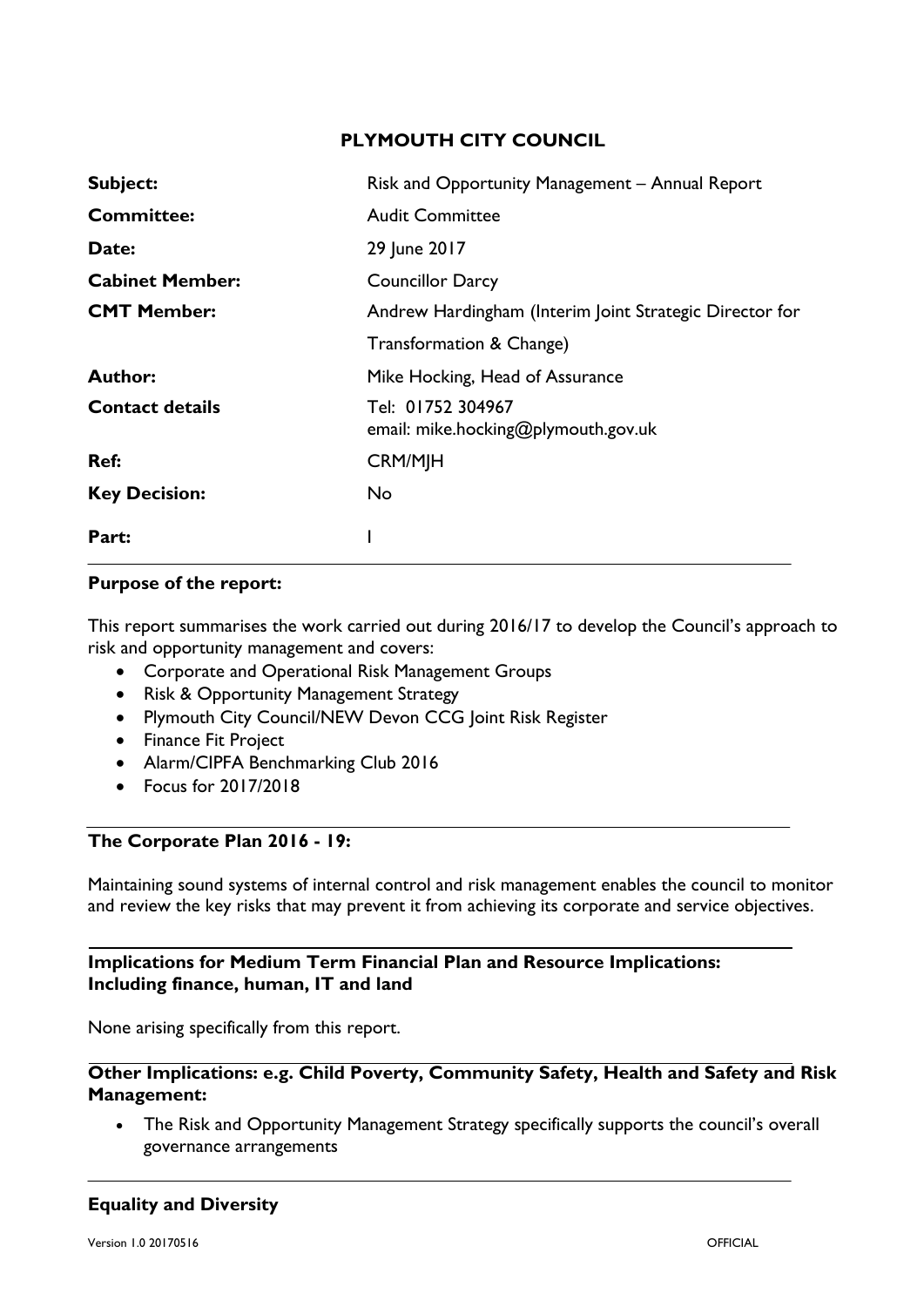# PLYMOUTH CITY COUNCIL

| | |
|---|---|
| **Subject:** | Risk and Opportunity Management – Annual Report |
| **Committee:** | Audit Committee |
| **Date:** | 29 June 2017 |
| **Cabinet Member:** | Councillor Darcy |
| **CMT Member:** | Andrew Hardingham (Interim Joint Strategic Director for Transformation & Change) |
| **Author:** | Mike Hocking, Head of Assurance |
| **Contact details** | Tel: 01752 304967<br>email: mike.hocking@plymouth.gov.uk |
| **Ref:** | CRM/MJH |
| **Key Decision:** | No |
| **Part:** | I |

**Purpose of the report:**

This report summarises the work carried out during 2016/17 to develop the Council's approach to risk and opportunity management and covers:

- Corporate and Operational Risk Management Groups
- Risk & Opportunity Management Strategy
- Plymouth City Council/NEW Devon CCG Joint Risk Register
- Finance Fit Project
- Alarm/CIPFA Benchmarking Club 2016
- Focus for 2017/2018

**The Corporate Plan 2016 - 19:**

Maintaining sound systems of internal control and risk management enables the council to monitor and review the key risks that may prevent it from achieving its corporate and service objectives.

**Implications for Medium Term Financial Plan and Resource Implications: Including finance, human, IT and land**

None arising specifically from this report.

**Other Implications: e.g. Child Poverty, Community Safety, Health and Safety and Risk Management:**

- The Risk and Opportunity Management Strategy specifically supports the council's overall governance arrangements

**Equality and Diversity**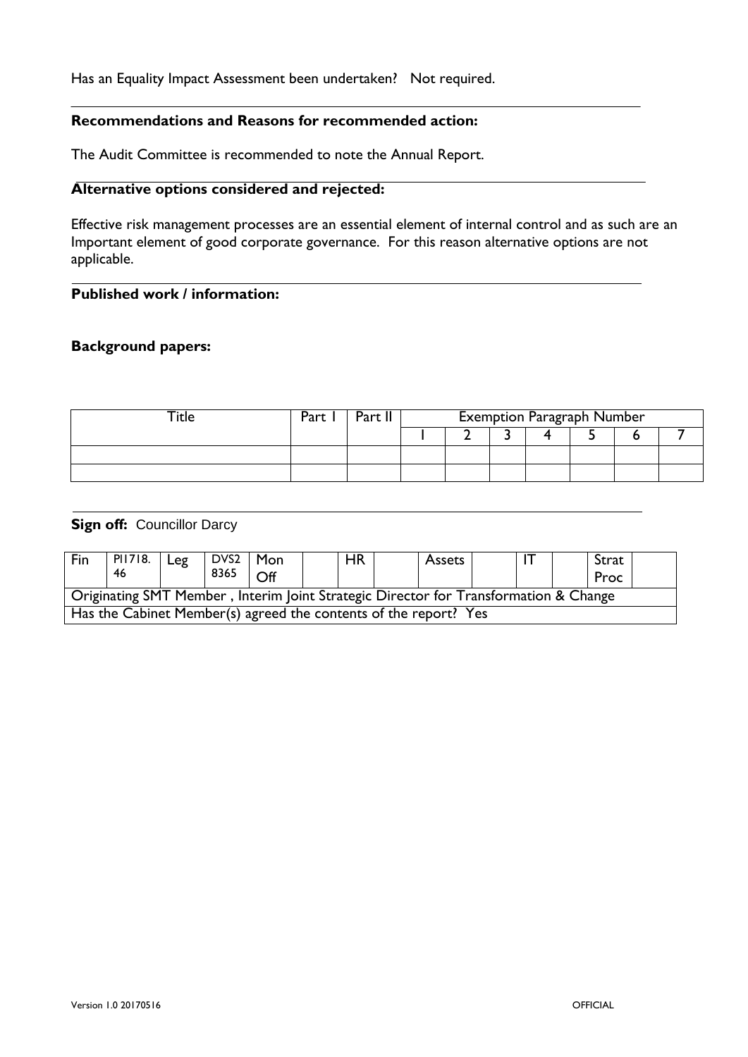Has an Equality Impact Assessment been undertaken? Not required.

**Recommendations and Reasons for recommended action:**

The Audit Committee is recommended to note the Annual Report.

**Alternative options considered and rejected:**

Effective risk management processes are an essential element of internal control and as such are an Important element of good corporate governance. For this reason alternative options are not applicable.

**Published work / information:**

**Background papers:**

| Title | Part I | Part II | Exemption Paragraph Number | | | | | | |
|---|---|---|---|---|---|---|---|---|---|
| | | | 1 | 2 | 3 | 4 | 5 | 6 | 7 |
| | | | | | | | | | |
| | | | | | | | | | |

**Sign off:** Councillor Darcy

| Fin | PI1718.46 | Leg | DVS28365 | Mon Off | | HR | | Assets | | IT | | Strat Proc | |
|---|---|---|---|---|---|---|---|---|---|---|---|---|---|
| Originating SMT Member , Interim Joint Strategic Director for Transformation & Change | | | | | | | | | | | | | |
| Has the Cabinet Member(s) agreed the contents of the report? Yes | | | | | | | | | | | | | |

Version 1.0 20170516

OFFICIAL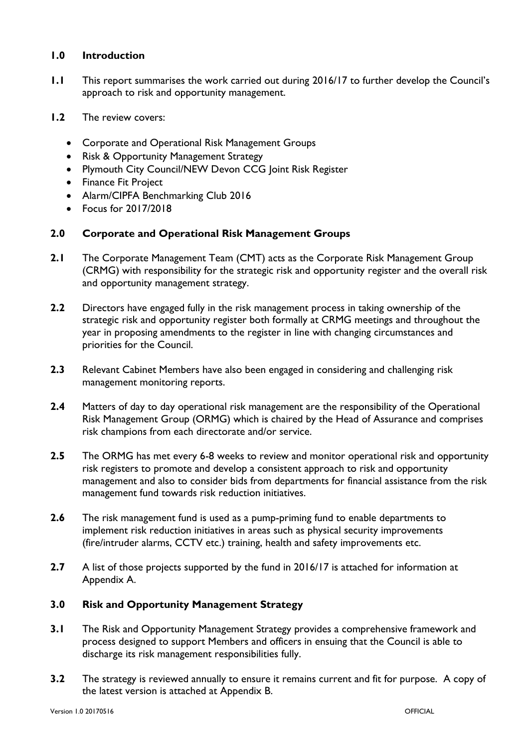## 1.0 Introduction

**1.1** This report summarises the work carried out during 2016/17 to further develop the Council's approach to risk and opportunity management.

**1.2** The review covers:

- Corporate and Operational Risk Management Groups
- Risk & Opportunity Management Strategy
- Plymouth City Council/NEW Devon CCG Joint Risk Register
- Finance Fit Project
- Alarm/CIPFA Benchmarking Club 2016
- Focus for 2017/2018

## 2.0 Corporate and Operational Risk Management Groups

**2.1** The Corporate Management Team (CMT) acts as the Corporate Risk Management Group (CRMG) with responsibility for the strategic risk and opportunity register and the overall risk and opportunity management strategy.

**2.2** Directors have engaged fully in the risk management process in taking ownership of the strategic risk and opportunity register both formally at CRMG meetings and throughout the year in proposing amendments to the register in line with changing circumstances and priorities for the Council.

**2.3** Relevant Cabinet Members have also been engaged in considering and challenging risk management monitoring reports.

**2.4** Matters of day to day operational risk management are the responsibility of the Operational Risk Management Group (ORMG) which is chaired by the Head of Assurance and comprises risk champions from each directorate and/or service.

**2.5** The ORMG has met every 6-8 weeks to review and monitor operational risk and opportunity risk registers to promote and develop a consistent approach to risk and opportunity management and also to consider bids from departments for financial assistance from the risk management fund towards risk reduction initiatives.

**2.6** The risk management fund is used as a pump-priming fund to enable departments to implement risk reduction initiatives in areas such as physical security improvements (fire/intruder alarms, CCTV etc.) training, health and safety improvements etc.

**2.7** A list of those projects supported by the fund in 2016/17 is attached for information at Appendix A.

## 3.0 Risk and Opportunity Management Strategy

**3.1** The Risk and Opportunity Management Strategy provides a comprehensive framework and process designed to support Members and officers in ensuing that the Council is able to discharge its risk management responsibilities fully.

**3.2** The strategy is reviewed annually to ensure it remains current and fit for purpose. A copy of the latest version is attached at Appendix B.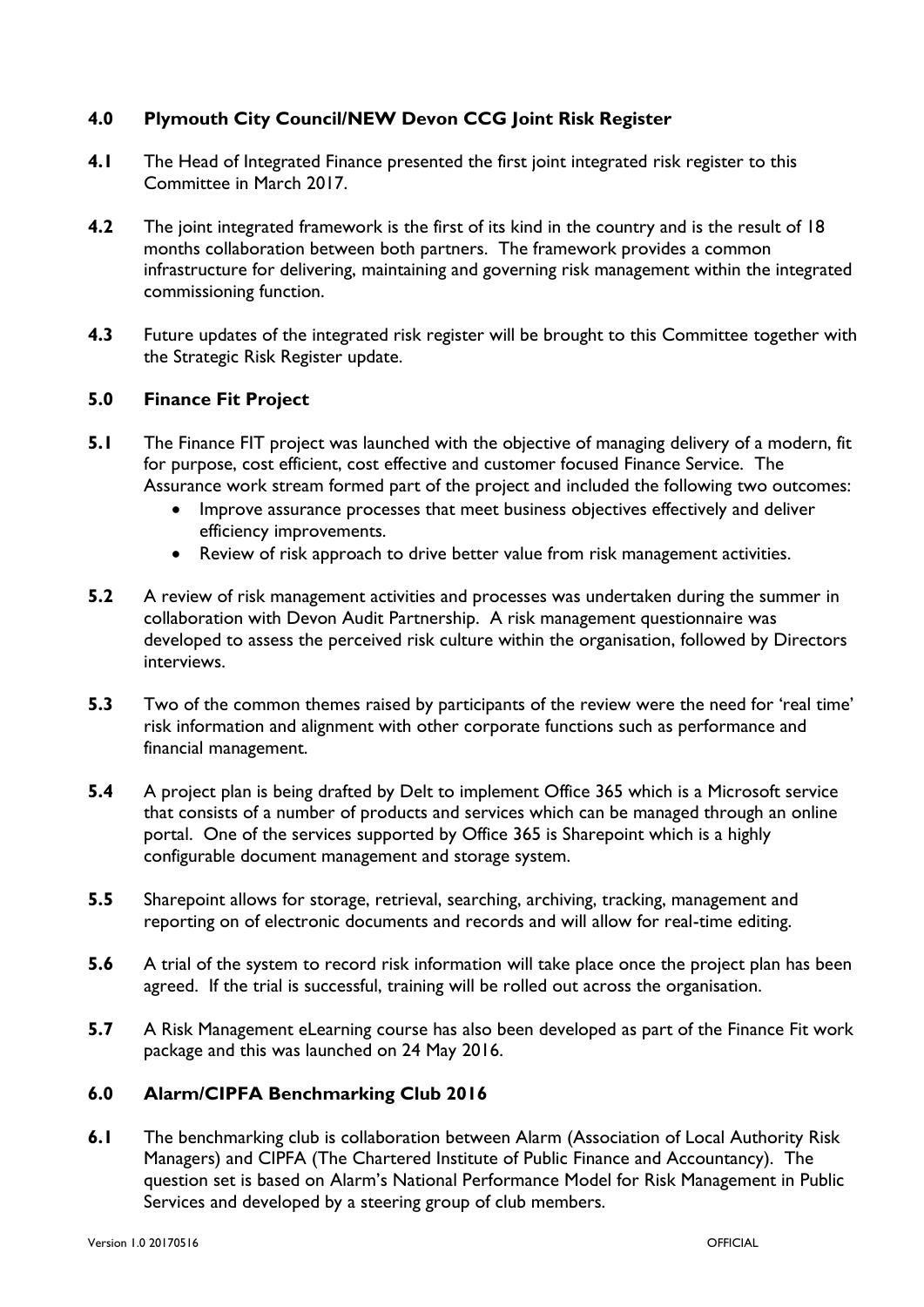## 4.0 Plymouth City Council/NEW Devon CCG Joint Risk Register

**4.1** The Head of Integrated Finance presented the first joint integrated risk register to this Committee in March 2017.

**4.2** The joint integrated framework is the first of its kind in the country and is the result of 18 months collaboration between both partners. The framework provides a common infrastructure for delivering, maintaining and governing risk management within the integrated commissioning function.

**4.3** Future updates of the integrated risk register will be brought to this Committee together with the Strategic Risk Register update.

## 5.0 Finance Fit Project

**5.1** The Finance FIT project was launched with the objective of managing delivery of a modern, fit for purpose, cost efficient, cost effective and customer focused Finance Service. The Assurance work stream formed part of the project and included the following two outcomes:

- Improve assurance processes that meet business objectives effectively and deliver efficiency improvements.
- Review of risk approach to drive better value from risk management activities.

**5.2** A review of risk management activities and processes was undertaken during the summer in collaboration with Devon Audit Partnership. A risk management questionnaire was developed to assess the perceived risk culture within the organisation, followed by Directors interviews.

**5.3** Two of the common themes raised by participants of the review were the need for 'real time' risk information and alignment with other corporate functions such as performance and financial management.

**5.4** A project plan is being drafted by Delt to implement Office 365 which is a Microsoft service that consists of a number of products and services which can be managed through an online portal. One of the services supported by Office 365 is Sharepoint which is a highly configurable document management and storage system.

**5.5** Sharepoint allows for storage, retrieval, searching, archiving, tracking, management and reporting on of electronic documents and records and will allow for real-time editing.

**5.6** A trial of the system to record risk information will take place once the project plan has been agreed. If the trial is successful, training will be rolled out across the organisation.

**5.7** A Risk Management eLearning course has also been developed as part of the Finance Fit work package and this was launched on 24 May 2016.

## 6.0 Alarm/CIPFA Benchmarking Club 2016

**6.1** The benchmarking club is collaboration between Alarm (Association of Local Authority Risk Managers) and CIPFA (The Chartered Institute of Public Finance and Accountancy). The question set is based on Alarm's National Performance Model for Risk Management in Public Services and developed by a steering group of club members.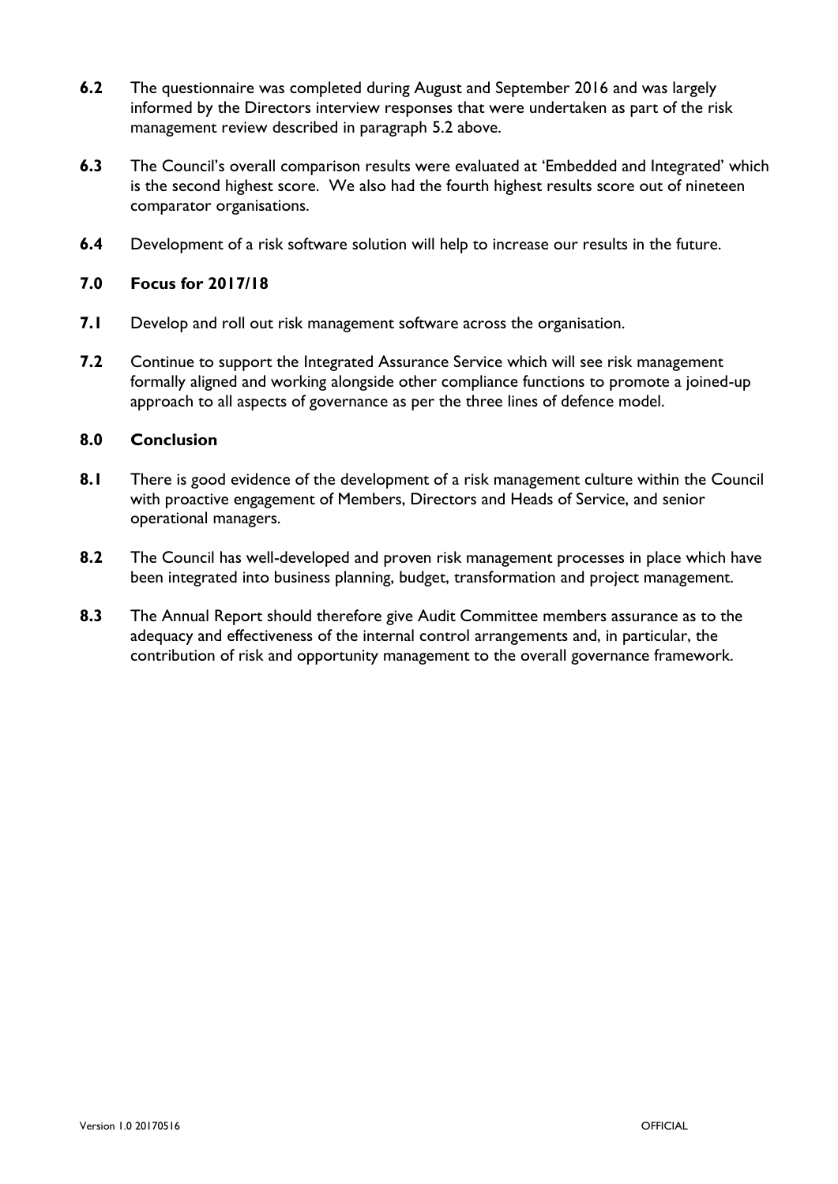**6.2** The questionnaire was completed during August and September 2016 and was largely informed by the Directors interview responses that were undertaken as part of the risk management review described in paragraph 5.2 above.

**6.3** The Council's overall comparison results were evaluated at 'Embedded and Integrated' which is the second highest score. We also had the fourth highest results score out of nineteen comparator organisations.

**6.4** Development of a risk software solution will help to increase our results in the future.

## 7.0 Focus for 2017/18

**7.1** Develop and roll out risk management software across the organisation.

**7.2** Continue to support the Integrated Assurance Service which will see risk management formally aligned and working alongside other compliance functions to promote a joined-up approach to all aspects of governance as per the three lines of defence model.

## 8.0 Conclusion

**8.1** There is good evidence of the development of a risk management culture within the Council with proactive engagement of Members, Directors and Heads of Service, and senior operational managers.

**8.2** The Council has well-developed and proven risk management processes in place which have been integrated into business planning, budget, transformation and project management.

**8.3** The Annual Report should therefore give Audit Committee members assurance as to the adequacy and effectiveness of the internal control arrangements and, in particular, the contribution of risk and opportunity management to the overall governance framework.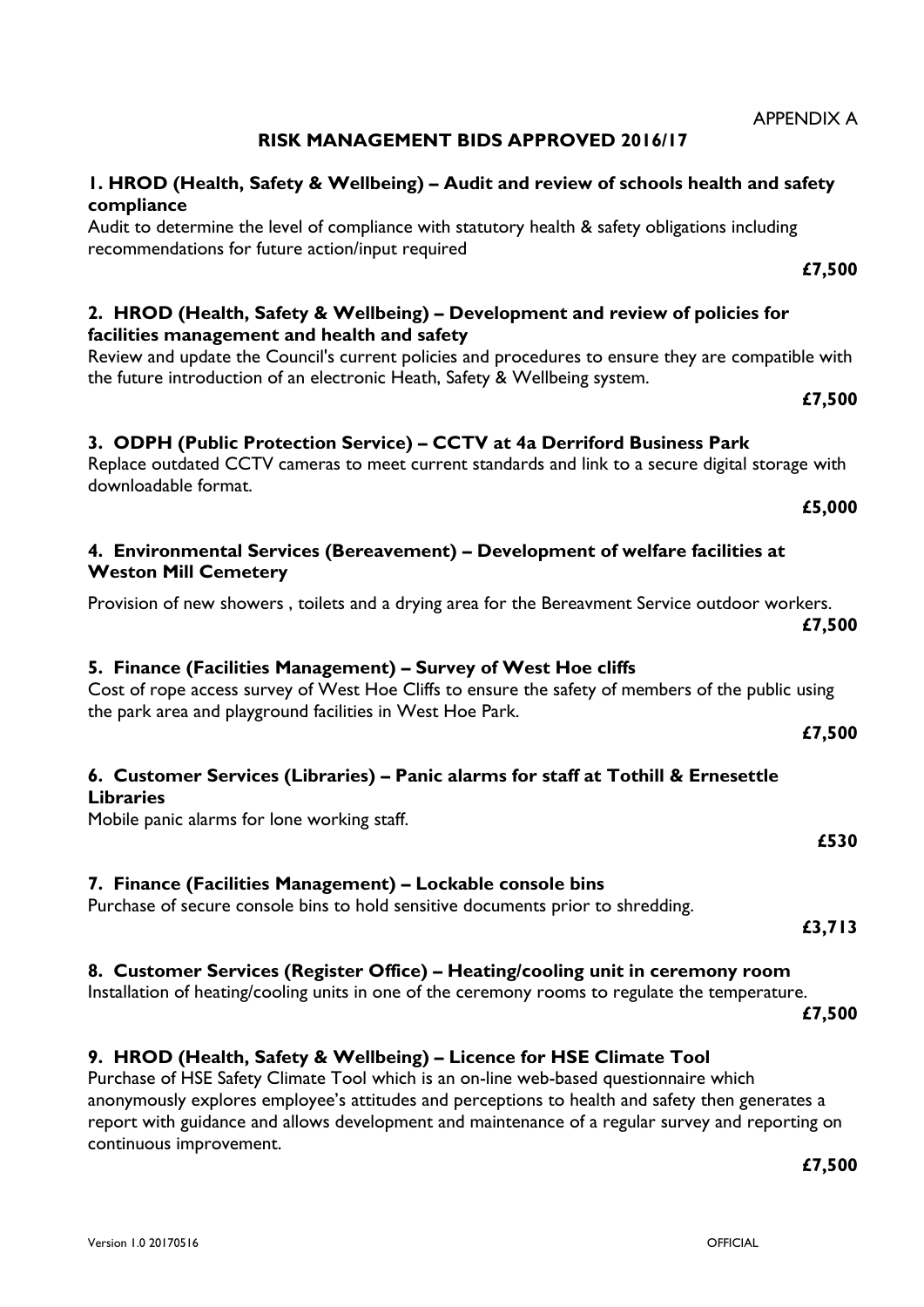APPENDIX A

## RISK MANAGEMENT BIDS APPROVED 2016/17

### 1. HROD (Health, Safety & Wellbeing) – Audit and review of schools health and safety compliance

Audit to determine the level of compliance with statutory health & safety obligations including recommendations for future action/input required

**£7,500**

### 2. HROD (Health, Safety & Wellbeing) – Development and review of policies for facilities management and health and safety

Review and update the Council's current policies and procedures to ensure they are compatible with the future introduction of an electronic Heath, Safety & Wellbeing system.

**£7,500**

### 3. ODPH (Public Protection Service) – CCTV at 4a Derriford Business Park

Replace outdated CCTV cameras to meet current standards and link to a secure digital storage with downloadable format.

**£5,000**

### 4. Environmental Services (Bereavement) – Development of welfare facilities at Weston Mill Cemetery

Provision of new showers , toilets and a drying area for the Bereavment Service outdoor workers.

**£7,500**

### 5. Finance (Facilities Management) – Survey of West Hoe cliffs

Cost of rope access survey of West Hoe Cliffs to ensure the safety of members of the public using the park area and playground facilities in West Hoe Park.

**£7,500**

### 6. Customer Services (Libraries) – Panic alarms for staff at Tothill & Ernesettle Libraries

Mobile panic alarms for lone working staff.

**£530**

### 7. Finance (Facilities Management) – Lockable console bins

Purchase of secure console bins to hold sensitive documents prior to shredding.

**£3,713**

### 8. Customer Services (Register Office) – Heating/cooling unit in ceremony room

Installation of heating/cooling units in one of the ceremony rooms to regulate the temperature.

**£7,500**

### 9. HROD (Health, Safety & Wellbeing) – Licence for HSE Climate Tool

Purchase of HSE Safety Climate Tool which is an on-line web-based questionnaire which anonymously explores employee's attitudes and perceptions to health and safety then generates a report with guidance and allows development and maintenance of a regular survey and reporting on continuous improvement.

**£7,500**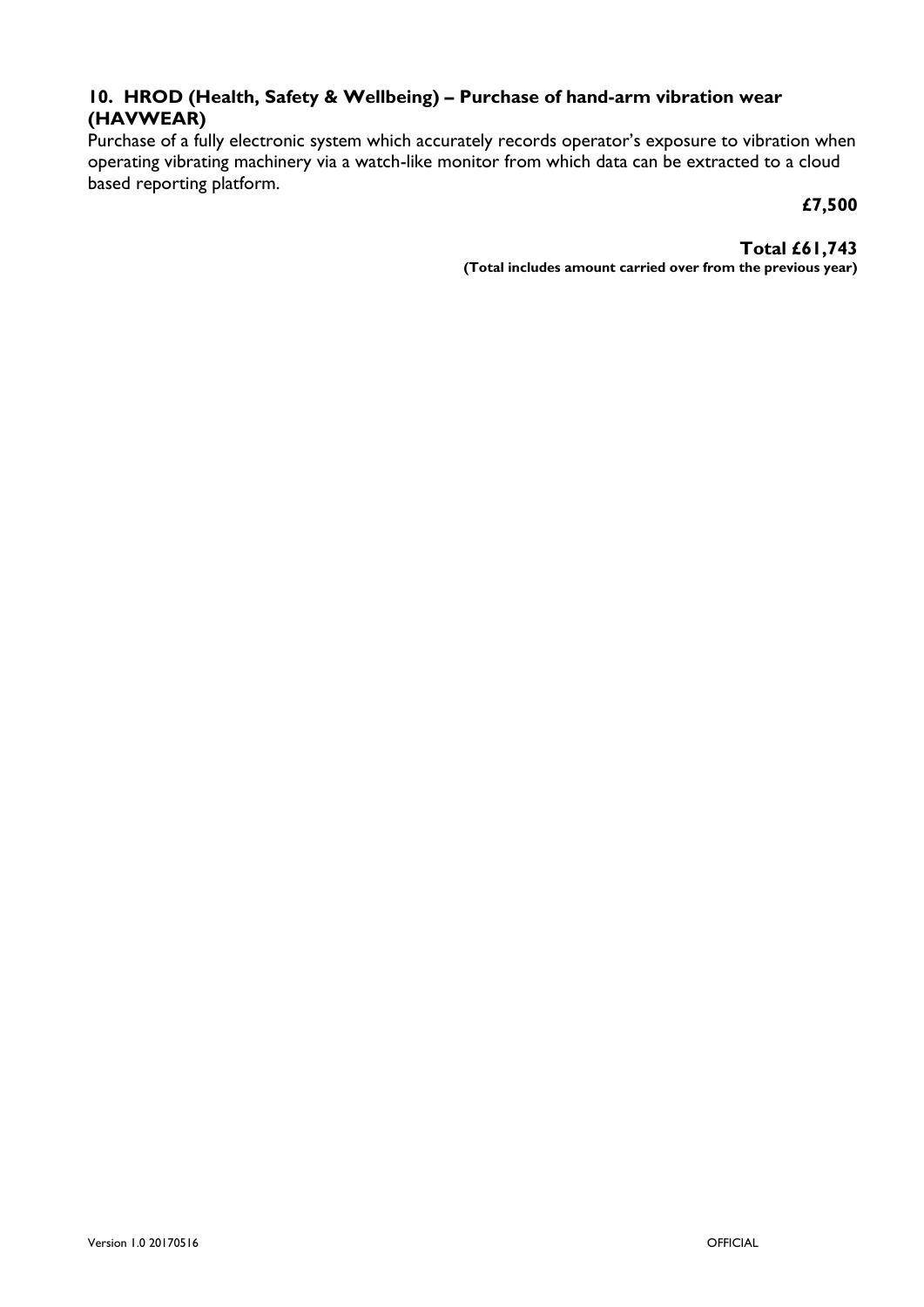### 10. HROD (Health, Safety & Wellbeing) – Purchase of hand-arm vibration wear (HAVWEAR)

Purchase of a fully electronic system which accurately records operator's exposure to vibration when operating vibrating machinery via a watch-like monitor from which data can be extracted to a cloud based reporting platform.

**£7,500**

**Total £61,743**

**(Total includes amount carried over from the previous year)**